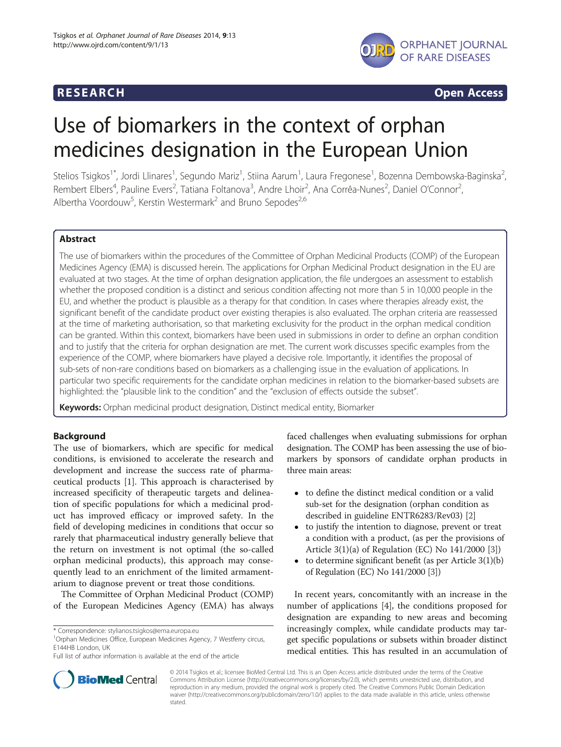**RESEARCH** **Open Access**

# Use of biomarkers in the context of orphan medicines designation in the European Union

Stelios Tsigkos[1*], Jordi Llinares[1], Segundo Mariz[1], Stiina Aarum[1], Laura Fregonese[1], Bozenna Dembowska-Baginska[2], Rembert Elbers[4], Pauline Evers[2], Tatiana Foltanova[3], Andre Lhoir[2], Ana Corrêa-Nunes[2], Daniel O'Connor[2], Albertha Voordouw[5], Kerstin Westermark[2] and Bruno Sepodes[2,6]

## Abstract

The use of biomarkers within the procedures of the Committee of Orphan Medicinal Products (COMP) of the European Medicines Agency (EMA) is discussed herein. The applications for Orphan Medicinal Product designation in the EU are evaluated at two stages. At the time of orphan designation application, the file undergoes an assessment to establish whether the proposed condition is a distinct and serious condition affecting not more than 5 in 10,000 people in the EU, and whether the product is plausible as a therapy for that condition. In cases where therapies already exist, the significant benefit of the candidate product over existing therapies is also evaluated. The orphan criteria are reassessed at the time of marketing authorisation, so that marketing exclusivity for the product in the orphan medical condition can be granted. Within this context, biomarkers have been used in submissions in order to define an orphan condition and to justify that the criteria for orphan designation are met. The current work discusses specific examples from the experience of the COMP, where biomarkers have played a decisive role. Importantly, it identifies the proposal of sub-sets of non-rare conditions based on biomarkers as a challenging issue in the evaluation of applications. In particular two specific requirements for the candidate orphan medicines in relation to the biomarker-based subsets are highlighted: the "plausible link to the condition" and the "exclusion of effects outside the subset".

**Keywords:** Orphan medicinal product designation, Distinct medical entity, Biomarker

## Background

The use of biomarkers, which are specific for medical conditions, is envisioned to accelerate the research and development and increase the success rate of pharmaceutical products [1]. This approach is characterised by increased specificity of therapeutic targets and delineation of specific populations for which a medicinal product has improved efficacy or improved safety. In the field of developing medicines in conditions that occur so rarely that pharmaceutical industry generally believe that the return on investment is not optimal (the so-called orphan medicinal products), this approach may consequently lead to an enrichment of the limited armamentarium to diagnose prevent or treat those conditions.

The Committee of Orphan Medicinal Product (COMP) of the European Medicines Agency (EMA) has always faced challenges when evaluating submissions for orphan designation. The COMP has been assessing the use of biomarkers by sponsors of candidate orphan products in three main areas:

- to define the distinct medical condition or a valid sub-set for the designation (orphan condition as described in guideline ENTR6283/Rev03) [2]
- to justify the intention to diagnose, prevent or treat a condition with a product, (as per the provisions of Article 3(1)(a) of Regulation (EC) No 141/2000 [3])
- to determine significant benefit (as per Article 3(1)(b) of Regulation (EC) No 141/2000 [3])

In recent years, concomitantly with an increase in the number of applications [4], the conditions proposed for designation are expanding to new areas and becoming increasingly complex, while candidate products may target specific populations or subsets within broader distinct medical entities. This has resulted in an accumulation of

\* Correspondence: stylianos.tsigkos@ema.europa.eu
[1]Orphan Medicines Office, European Medicines Agency, 7 Westferry circus, E144HB London, UK
Full list of author information is available at the end of the article

© 2014 Tsigkos et al.; licensee BioMed Central Ltd. This is an Open Access article distributed under the terms of the Creative Commons Attribution License (http://creativecommons.org/licenses/by/2.0), which permits unrestricted use, distribution, and reproduction in any medium, provided the original work is properly cited. The Creative Commons Public Domain Dedication waiver (http://creativecommons.org/publicdomain/zero/1.0/) applies to the data made available in this article, unless otherwise stated.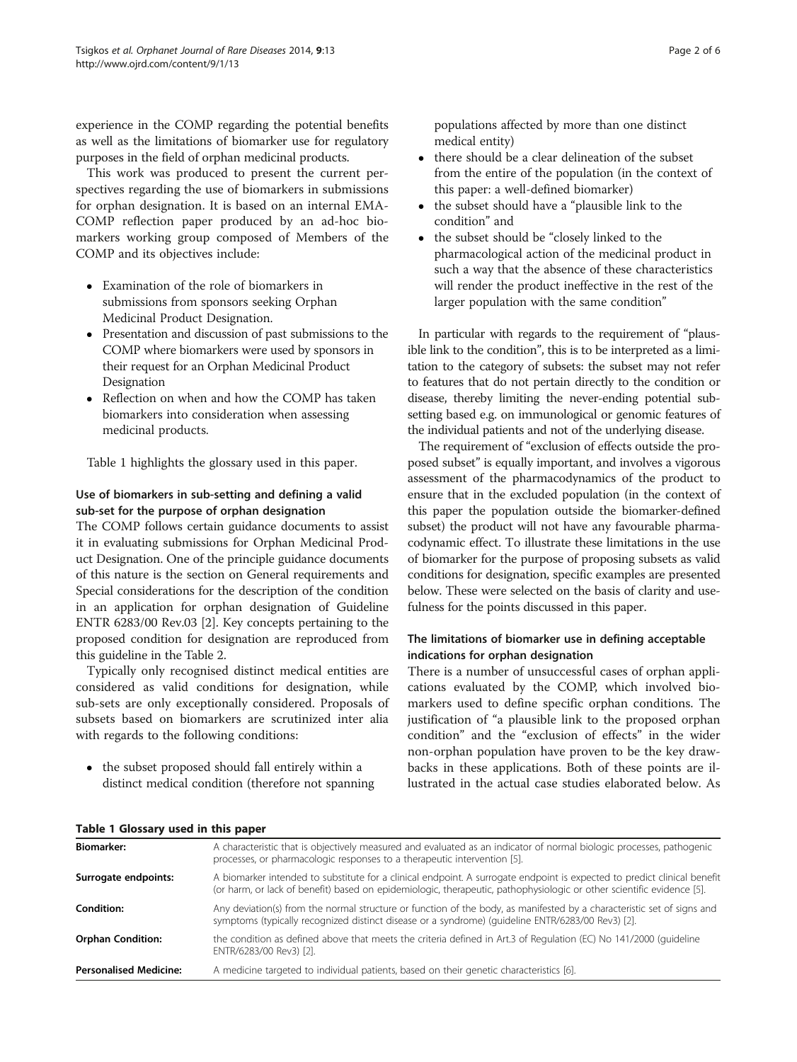experience in the COMP regarding the potential benefits as well as the limitations of biomarker use for regulatory purposes in the field of orphan medicinal products.

This work was produced to present the current perspectives regarding the use of biomarkers in submissions for orphan designation. It is based on an internal EMA-COMP reflection paper produced by an ad-hoc biomarkers working group composed of Members of the COMP and its objectives include:

- Examination of the role of biomarkers in submissions from sponsors seeking Orphan Medicinal Product Designation.
- Presentation and discussion of past submissions to the COMP where biomarkers were used by sponsors in their request for an Orphan Medicinal Product Designation
- Reflection on when and how the COMP has taken biomarkers into consideration when assessing medicinal products.

Table 1 highlights the glossary used in this paper.

### Use of biomarkers in sub-setting and defining a valid sub-set for the purpose of orphan designation

The COMP follows certain guidance documents to assist it in evaluating submissions for Orphan Medicinal Product Designation. One of the principle guidance documents of this nature is the section on General requirements and Special considerations for the description of the condition in an application for orphan designation of Guideline ENTR 6283/00 Rev.03 [2]. Key concepts pertaining to the proposed condition for designation are reproduced from this guideline in the Table 2.

Typically only recognised distinct medical entities are considered as valid conditions for designation, while sub-sets are only exceptionally considered. Proposals of subsets based on biomarkers are scrutinized inter alia with regards to the following conditions:

- the subset proposed should fall entirely within a distinct medical condition (therefore not spanning populations affected by more than one distinct medical entity)
- there should be a clear delineation of the subset from the entire of the population (in the context of this paper: a well-defined biomarker)
- the subset should have a "plausible link to the condition" and
- the subset should be "closely linked to the pharmacological action of the medicinal product in such a way that the absence of these characteristics will render the product ineffective in the rest of the larger population with the same condition"

In particular with regards to the requirement of "plausible link to the condition", this is to be interpreted as a limitation to the category of subsets: the subset may not refer to features that do not pertain directly to the condition or disease, thereby limiting the never-ending potential subsetting based e.g. on immunological or genomic features of the individual patients and not of the underlying disease.

The requirement of "exclusion of effects outside the proposed subset" is equally important, and involves a vigorous assessment of the pharmacodynamics of the product to ensure that in the excluded population (in the context of this paper the population outside the biomarker-defined subset) the product will not have any favourable pharmacodynamic effect. To illustrate these limitations in the use of biomarker for the purpose of proposing subsets as valid conditions for designation, specific examples are presented below. These were selected on the basis of clarity and usefulness for the points discussed in this paper.

### The limitations of biomarker use in defining acceptable indications for orphan designation

There is a number of unsuccessful cases of orphan applications evaluated by the COMP, which involved biomarkers used to define specific orphan conditions. The justification of "a plausible link to the proposed orphan condition" and the "exclusion of effects" in the wider non-orphan population have proven to be the key drawbacks in these applications. Both of these points are illustrated in the actual case studies elaborated below. As

**Table 1 Glossary used in this paper**

| | |
|---|---|
| **Biomarker:** | A characteristic that is objectively measured and evaluated as an indicator of normal biologic processes, pathogenic processes, or pharmacologic responses to a therapeutic intervention [5]. |
| **Surrogate endpoints:** | A biomarker intended to substitute for a clinical endpoint. A surrogate endpoint is expected to predict clinical benefit (or harm, or lack of benefit) based on epidemiologic, therapeutic, pathophysiologic or other scientific evidence [5]. |
| **Condition:** | Any deviation(s) from the normal structure or function of the body, as manifested by a characteristic set of signs and symptoms (typically recognized distinct disease or a syndrome) (guideline ENTR/6283/00 Rev3) [2]. |
| **Orphan Condition:** | the condition as defined above that meets the criteria defined in Art.3 of Regulation (EC) No 141/2000 (guideline ENTR/6283/00 Rev3) [2]. |
| **Personalised Medicine:** | A medicine targeted to individual patients, based on their genetic characteristics [6]. |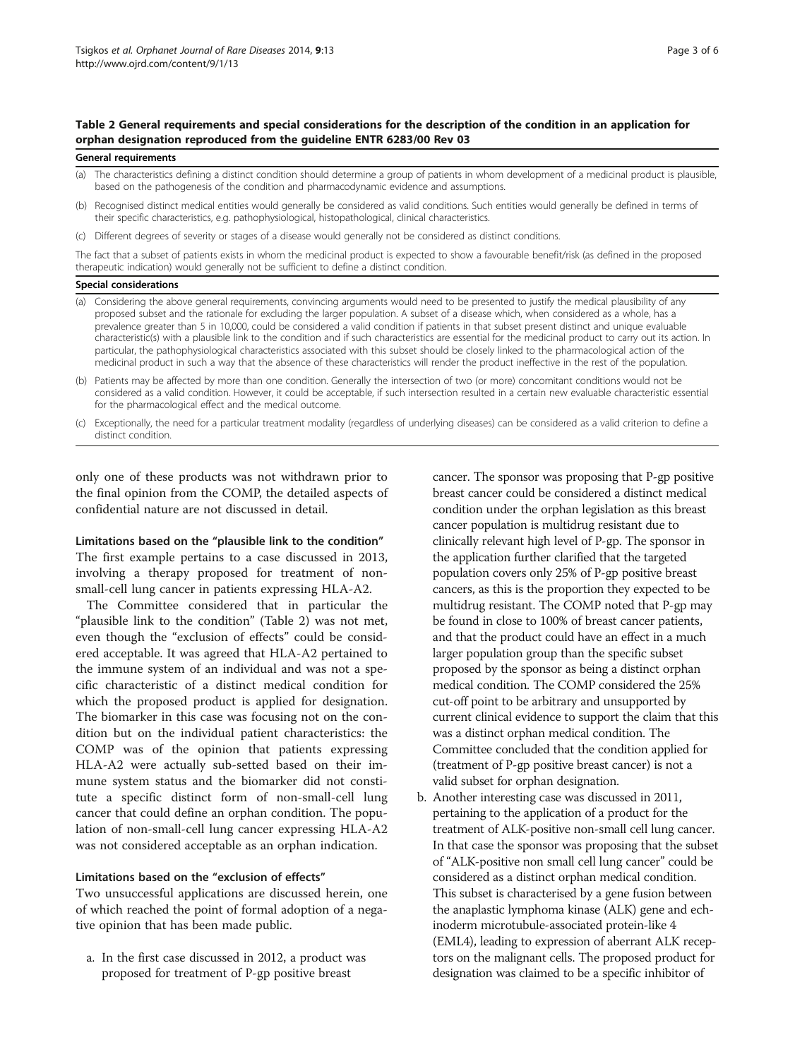**Table 2 General requirements and special considerations for the description of the condition in an application for orphan designation reproduced from the guideline ENTR 6283/00 Rev 03**

| **General requirements** |
|---|
| (a) The characteristics defining a distinct condition should determine a group of patients in whom development of a medicinal product is plausible, based on the pathogenesis of the condition and pharmacodynamic evidence and assumptions. |
| (b) Recognised distinct medical entities would generally be considered as valid conditions. Such entities would generally be defined in terms of their specific characteristics, e.g. pathophysiological, histopathological, clinical characteristics. |
| (c) Different degrees of severity or stages of a disease would generally not be considered as distinct conditions. |
| The fact that a subset of patients exists in whom the medicinal product is expected to show a favourable benefit/risk (as defined in the proposed therapeutic indication) would generally not be sufficient to define a distinct condition. |
| **Special considerations** |
| (a) Considering the above general requirements, convincing arguments would need to be presented to justify the medical plausibility of any proposed subset and the rationale for excluding the larger population. A subset of a disease which, when considered as a whole, has a prevalence greater than 5 in 10,000, could be considered a valid condition if patients in that subset present distinct and unique evaluable characteristic(s) with a plausible link to the condition and if such characteristics are essential for the medicinal product to carry out its action. In particular, the pathophysiological characteristics associated with this subset should be closely linked to the pharmacological action of the medicinal product in such a way that the absence of these characteristics will render the product ineffective in the rest of the population. |
| (b) Patients may be affected by more than one condition. Generally the intersection of two (or more) concomitant conditions would not be considered as a valid condition. However, it could be acceptable, if such intersection resulted in a certain new evaluable characteristic essential for the pharmacological effect and the medical outcome. |
| (c) Exceptionally, the need for a particular treatment modality (regardless of underlying diseases) can be considered as a valid criterion to define a distinct condition. |

only one of these products was not withdrawn prior to the final opinion from the COMP, the detailed aspects of confidential nature are not discussed in detail.

#### Limitations based on the "plausible link to the condition"

The first example pertains to a case discussed in 2013, involving a therapy proposed for treatment of non-small-cell lung cancer in patients expressing HLA-A2.

The Committee considered that in particular the "plausible link to the condition" (Table 2) was not met, even though the "exclusion of effects" could be considered acceptable. It was agreed that HLA-A2 pertained to the immune system of an individual and was not a specific characteristic of a distinct medical condition for which the proposed product is applied for designation. The biomarker in this case was focusing not on the condition but on the individual patient characteristics: the COMP was of the opinion that patients expressing HLA-A2 were actually sub-setted based on their immune system status and the biomarker did not constitute a specific distinct form of non-small-cell lung cancer that could define an orphan condition. The population of non-small-cell lung cancer expressing HLA-A2 was not considered acceptable as an orphan indication.

#### Limitations based on the "exclusion of effects"

Two unsuccessful applications are discussed herein, one of which reached the point of formal adoption of a negative opinion that has been made public.

a. In the first case discussed in 2012, a product was proposed for treatment of P-gp positive breast cancer. The sponsor was proposing that P-gp positive breast cancer could be considered a distinct medical condition under the orphan legislation as this breast cancer population is multidrug resistant due to clinically relevant high level of P-gp. The sponsor in the application further clarified that the targeted population covers only 25% of P-gp positive breast cancers, as this is the proportion they expected to be multidrug resistant. The COMP noted that P-gp may be found in close to 100% of breast cancer patients, and that the product could have an effect in a much larger population group than the specific subset proposed by the sponsor as being a distinct orphan medical condition. The COMP considered the 25% cut-off point to be arbitrary and unsupported by current clinical evidence to support the claim that this was a distinct orphan medical condition. The Committee concluded that the condition applied for (treatment of P-gp positive breast cancer) is not a valid subset for orphan designation.
b. Another interesting case was discussed in 2011, pertaining to the application of a product for the treatment of ALK-positive non-small cell lung cancer. In that case the sponsor was proposing that the subset of "ALK-positive non small cell lung cancer" could be considered as a distinct orphan medical condition. This subset is characterised by a gene fusion between the anaplastic lymphoma kinase (ALK) gene and echinoderm microtubule-associated protein-like 4 (EML4), leading to expression of aberrant ALK receptors on the malignant cells. The proposed product for designation was claimed to be a specific inhibitor of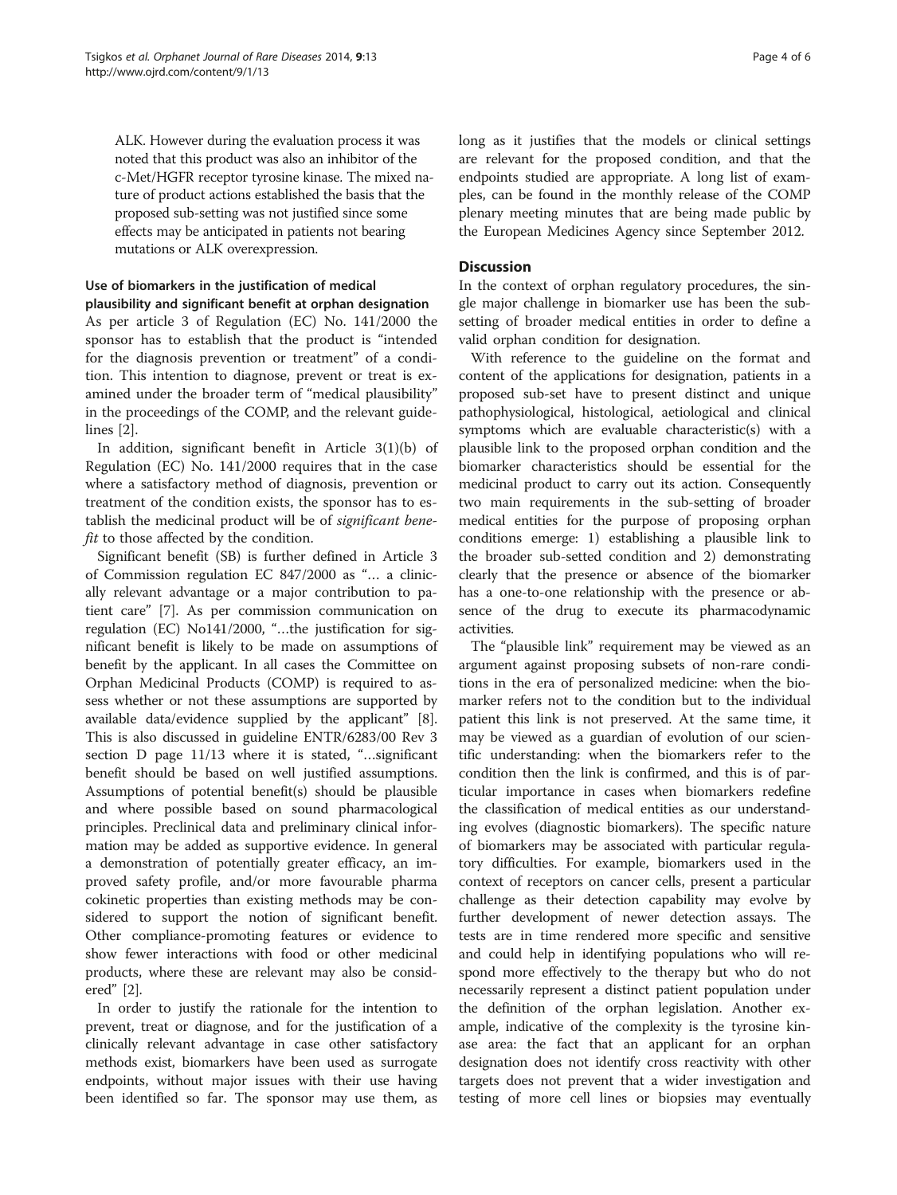ALK. However during the evaluation process it was noted that this product was also an inhibitor of the c-Met/HGFR receptor tyrosine kinase. The mixed nature of product actions established the basis that the proposed sub-setting was not justified since some effects may be anticipated in patients not bearing mutations or ALK overexpression.

### Use of biomarkers in the justification of medical plausibility and significant benefit at orphan designation

As per article 3 of Regulation (EC) No. 141/2000 the sponsor has to establish that the product is "intended for the diagnosis prevention or treatment" of a condition. This intention to diagnose, prevent or treat is examined under the broader term of "medical plausibility" in the proceedings of the COMP, and the relevant guidelines [2].

In addition, significant benefit in Article 3(1)(b) of Regulation (EC) No. 141/2000 requires that in the case where a satisfactory method of diagnosis, prevention or treatment of the condition exists, the sponsor has to establish the medicinal product will be of *significant benefit* to those affected by the condition.

Significant benefit (SB) is further defined in Article 3 of Commission regulation EC 847/2000 as "… a clinically relevant advantage or a major contribution to patient care" [7]. As per commission communication on regulation (EC) No141/2000, "…the justification for significant benefit is likely to be made on assumptions of benefit by the applicant. In all cases the Committee on Orphan Medicinal Products (COMP) is required to assess whether or not these assumptions are supported by available data/evidence supplied by the applicant" [8]. This is also discussed in guideline ENTR/6283/00 Rev 3 section D page 11/13 where it is stated, "…significant benefit should be based on well justified assumptions. Assumptions of potential benefit(s) should be plausible and where possible based on sound pharmacological principles. Preclinical data and preliminary clinical information may be added as supportive evidence. In general a demonstration of potentially greater efficacy, an improved safety profile, and/or more favourable pharma cokinetic properties than existing methods may be considered to support the notion of significant benefit. Other compliance-promoting features or evidence to show fewer interactions with food or other medicinal products, where these are relevant may also be considered" [2].

In order to justify the rationale for the intention to prevent, treat or diagnose, and for the justification of a clinically relevant advantage in case other satisfactory methods exist, biomarkers have been used as surrogate endpoints, without major issues with their use having been identified so far. The sponsor may use them, as long as it justifies that the models or clinical settings are relevant for the proposed condition, and that the endpoints studied are appropriate. A long list of examples, can be found in the monthly release of the COMP plenary meeting minutes that are being made public by the European Medicines Agency since September 2012.

## Discussion

In the context of orphan regulatory procedures, the single major challenge in biomarker use has been the subsetting of broader medical entities in order to define a valid orphan condition for designation.

With reference to the guideline on the format and content of the applications for designation, patients in a proposed sub-set have to present distinct and unique pathophysiological, histological, aetiological and clinical symptoms which are evaluable characteristic(s) with a plausible link to the proposed orphan condition and the biomarker characteristics should be essential for the medicinal product to carry out its action. Consequently two main requirements in the sub-setting of broader medical entities for the purpose of proposing orphan conditions emerge: 1) establishing a plausible link to the broader sub-setted condition and 2) demonstrating clearly that the presence or absence of the biomarker has a one-to-one relationship with the presence or absence of the drug to execute its pharmacodynamic activities.

The "plausible link" requirement may be viewed as an argument against proposing subsets of non-rare conditions in the era of personalized medicine: when the biomarker refers not to the condition but to the individual patient this link is not preserved. At the same time, it may be viewed as a guardian of evolution of our scientific understanding: when the biomarkers refer to the condition then the link is confirmed, and this is of particular importance in cases when biomarkers redefine the classification of medical entities as our understanding evolves (diagnostic biomarkers). The specific nature of biomarkers may be associated with particular regulatory difficulties. For example, biomarkers used in the context of receptors on cancer cells, present a particular challenge as their detection capability may evolve by further development of newer detection assays. The tests are in time rendered more specific and sensitive and could help in identifying populations who will respond more effectively to the therapy but who do not necessarily represent a distinct patient population under the definition of the orphan legislation. Another example, indicative of the complexity is the tyrosine kinase area: the fact that an applicant for an orphan designation does not identify cross reactivity with other targets does not prevent that a wider investigation and testing of more cell lines or biopsies may eventually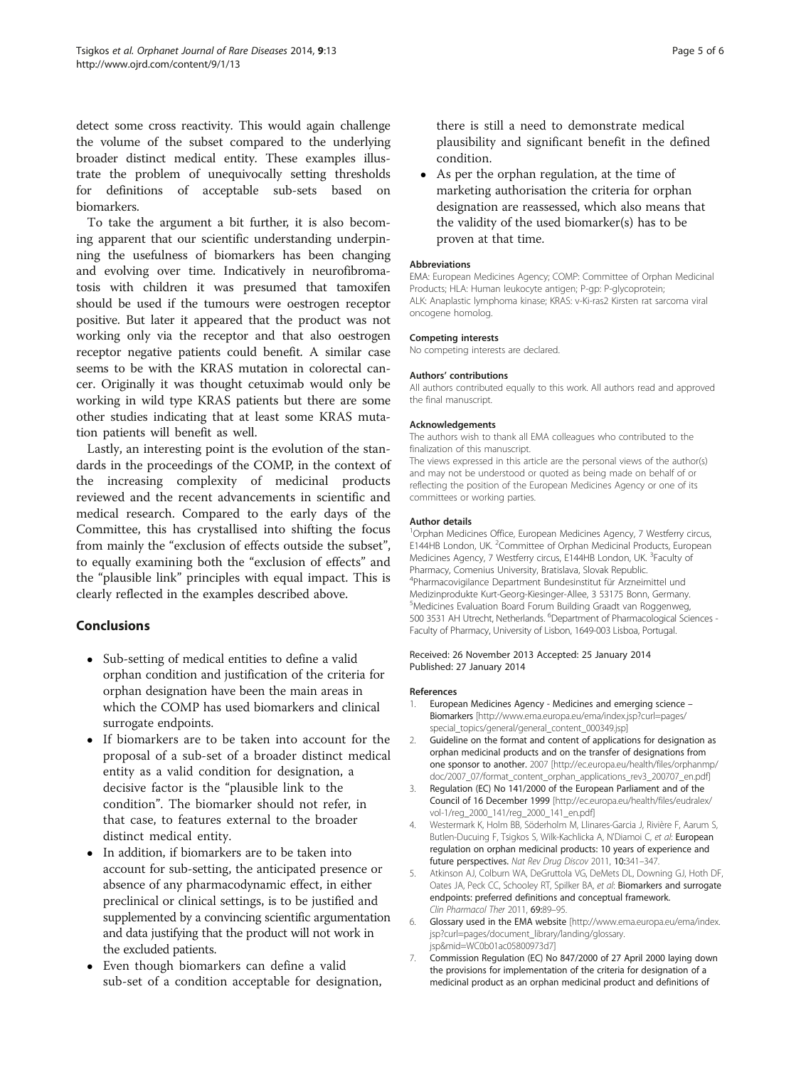detect some cross reactivity. This would again challenge the volume of the subset compared to the underlying broader distinct medical entity. These examples illustrate the problem of unequivocally setting thresholds for definitions of acceptable sub-sets based on biomarkers.

To take the argument a bit further, it is also becoming apparent that our scientific understanding underpinning the usefulness of biomarkers has been changing and evolving over time. Indicatively in neurofibromatosis with children it was presumed that tamoxifen should be used if the tumours were oestrogen receptor positive. But later it appeared that the product was not working only via the receptor and that also oestrogen receptor negative patients could benefit. A similar case seems to be with the KRAS mutation in colorectal cancer. Originally it was thought cetuximab would only be working in wild type KRAS patients but there are some other studies indicating that at least some KRAS mutation patients will benefit as well.

Lastly, an interesting point is the evolution of the standards in the proceedings of the COMP, in the context of the increasing complexity of medicinal products reviewed and the recent advancements in scientific and medical research. Compared to the early days of the Committee, this has crystallised into shifting the focus from mainly the "exclusion of effects outside the subset", to equally examining both the "exclusion of effects" and the "plausible link" principles with equal impact. This is clearly reflected in the examples described above.

## Conclusions

- Sub-setting of medical entities to define a valid orphan condition and justification of the criteria for orphan designation have been the main areas in which the COMP has used biomarkers and clinical surrogate endpoints.
- If biomarkers are to be taken into account for the proposal of a sub-set of a broader distinct medical entity as a valid condition for designation, a decisive factor is the "plausible link to the condition". The biomarker should not refer, in that case, to features external to the broader distinct medical entity.
- In addition, if biomarkers are to be taken into account for sub-setting, the anticipated presence or absence of any pharmacodynamic effect, in either preclinical or clinical settings, is to be justified and supplemented by a convincing scientific argumentation and data justifying that the product will not work in the excluded patients.
- Even though biomarkers can define a valid sub-set of a condition acceptable for designation, there is still a need to demonstrate medical plausibility and significant benefit in the defined condition.
- As per the orphan regulation, at the time of marketing authorisation the criteria for orphan designation are reassessed, which also means that the validity of the used biomarker(s) has to be proven at that time.

#### Abbreviations

EMA: European Medicines Agency; COMP: Committee of Orphan Medicinal Products; HLA: Human leukocyte antigen; P-gp: P-glycoprotein; ALK: Anaplastic lymphoma kinase; KRAS: v-Ki-ras2 Kirsten rat sarcoma viral oncogene homolog.

#### Competing interests

No competing interests are declared.

#### Authors' contributions

All authors contributed equally to this work. All authors read and approved the final manuscript.

#### Acknowledgements

The authors wish to thank all EMA colleagues who contributed to the finalization of this manuscript.

The views expressed in this article are the personal views of the author(s) and may not be understood or quoted as being made on behalf of or reflecting the position of the European Medicines Agency or one of its committees or working parties.

#### Author details

[1]Orphan Medicines Office, European Medicines Agency, 7 Westferry circus, E144HB London, UK. [2]Committee of Orphan Medicinal Products, European Medicines Agency, 7 Westferry circus, E144HB London, UK. [3]Faculty of Pharmacy, Comenius University, Bratislava, Slovak Republic. [4]Pharmacovigilance Department Bundesinstitut für Arzneimittel und Medizinprodukte Kurt-Georg-Kiesinger-Allee, 3 53175 Bonn, Germany. [5]Medicines Evaluation Board Forum Building Graadt van Roggenweg, 500 3531 AH Utrecht, Netherlands. [6]Department of Pharmacological Sciences - Faculty of Pharmacy, University of Lisbon, 1649-003 Lisboa, Portugal.

Received: 26 November 2013 Accepted: 25 January 2014
Published: 27 January 2014

#### References

1. European Medicines Agency - Medicines and emerging science – Biomarkers [http://www.ema.europa.eu/ema/index.jsp?curl=pages/special_topics/general/general_content_000349.jsp]
2. Guideline on the format and content of applications for designation as orphan medicinal products and on the transfer of designations from one sponsor to another. 2007 [http://ec.europa.eu/health/files/orphanmp/doc/2007_07/format_content_orphan_applications_rev3_200707_en.pdf]
3. Regulation (EC) No 141/2000 of the European Parliament and of the Council of 16 December 1999 [http://ec.europa.eu/health/files/eudralex/vol-1/reg_2000_141/reg_2000_141_en.pdf]
4. Westermark K, Holm BB, Söderholm M, Llinares-Garcia J, Rivière F, Aarum S, Butlen-Ducuing F, Tsigkos S, Wilk-Kachlicka A, N'Diamoi C, *et al*: **European regulation on orphan medicinal products: 10 years of experience and future perspectives.** *Nat Rev Drug Discov* 2011, **10**:341–347.
5. Atkinson AJ, Colburn WA, DeGruttola VG, DeMets DL, Downing GJ, Hoth DF, Oates JA, Peck CC, Schooley RT, Spilker BA, *et al*: **Biomarkers and surrogate endpoints: preferred definitions and conceptual framework.** *Clin Pharmacol Ther* 2011, **69**:89–95.
6. Glossary used in the EMA website [http://www.ema.europa.eu/ema/index.jsp?curl=pages/document_library/landing/glossary.jsp&mid=WC0b01ac05800973d7]
7. Commission Regulation (EC) No 847/2000 of 27 April 2000 laying down the provisions for implementation of the criteria for designation of a medicinal product as an orphan medicinal product and definitions of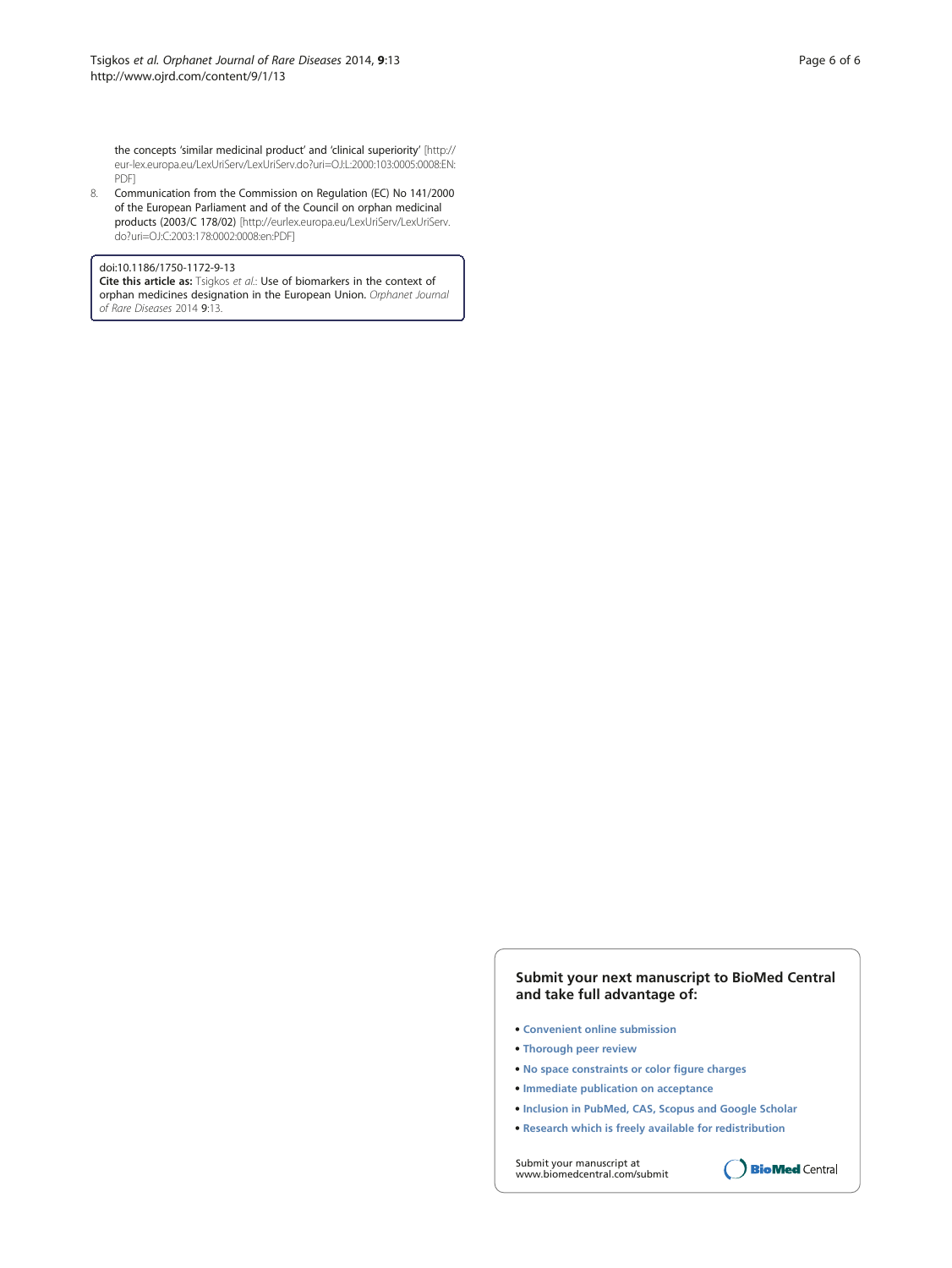the concepts 'similar medicinal product' and 'clinical superiority' [http://eur-lex.europa.eu/LexUriServ/LexUriServ.do?uri=OJ:L:2000:103:0005:0008:EN:PDF]

8. Communication from the Commission on Regulation (EC) No 141/2000 of the European Parliament and of the Council on orphan medicinal products (2003/C 178/02) [http://eurlex.europa.eu/LexUriServ/LexUriServ.do?uri=OJ:C:2003:178:0002:0008:en:PDF]

doi:10.1186/1750-1172-9-13

**Cite this article as:** Tsigkos *et al.*: Use of biomarkers in the context of orphan medicines designation in the European Union. *Orphanet Journal of Rare Diseases* 2014 **9**:13.

**Submit your next manuscript to BioMed Central and take full advantage of:**

- **Convenient online submission**
- **Thorough peer review**
- **No space constraints or color figure charges**
- **Immediate publication on acceptance**
- **Inclusion in PubMed, CAS, Scopus and Google Scholar**
- **Research which is freely available for redistribution**

Submit your manuscript at www.biomedcentral.com/submit

BioMed Central